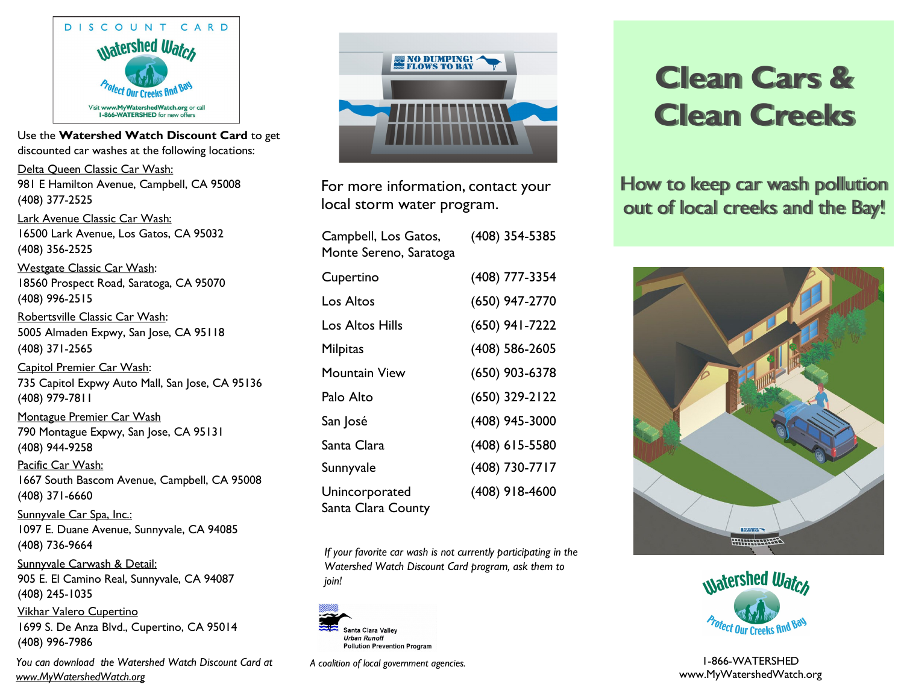DISCOUNT CARD

Watershed Watch

Protect Our Creeks And Bay

Visit www.MyWatershedWatch.org or call 1-866-WATERSHED for new offers

Use the **Watershed Watch Discount Card** to get discounted car washes at the following locations:

Delta Queen Classic Car Wash:
981 E Hamilton Avenue, Campbell, CA 95008
(408) 377-2525

Lark Avenue Classic Car Wash:
16500 Lark Avenue, Los Gatos, CA 95032
(408) 356-2525

Westgate Classic Car Wash:
18560 Prospect Road, Saratoga, CA 95070
(408) 996-2515

Robertsville Classic Car Wash:
5005 Almaden Expwy, San Jose, CA 95118
(408) 371-2565

Capitol Premier Car Wash:
735 Capitol Expwy Auto Mall, San Jose, CA 95136
(408) 979-7811

Montague Premier Car Wash
790 Montague Expwy, San Jose, CA 95131
(408) 944-9258

Pacific Car Wash:
1667 South Bascom Avenue, Campbell, CA 95008
(408) 371-6660

Sunnyvale Car Spa, Inc.:
1097 E. Duane Avenue, Sunnyvale, CA 94085
(408) 736-9664

Sunnyvale Carwash & Detail:
905 E. El Camino Real, Sunnyvale, CA 94087
(408) 245-1035

Vikhar Valero Cupertino
1699 S. De Anza Blvd., Cupertino, CA 95014
(408) 996-7986

*You can download the Watershed Watch Discount Card at www.MyWatershedWatch.org*

NO DUMPING! FLOWS TO BAY

For more information, contact your local storm water program.

| | |
|---|---|
| Campbell, Los Gatos, Monte Sereno, Saratoga | (408) 354-5385 |
| Cupertino | (408) 777-3354 |
| Los Altos | (650) 947-2770 |
| Los Altos Hills | (650) 941-7222 |
| Milpitas | (408) 586-2605 |
| Mountain View | (650) 903-6378 |
| Palo Alto | (650) 329-2122 |
| San José | (408) 945-3000 |
| Santa Clara | (408) 615-5580 |
| Sunnyvale | (408) 730-7717 |
| Unincorporated Santa Clara County | (408) 918-4600 |

*If your favorite car wash is not currently participating in the Watershed Watch Discount Card program, ask them to join!*

Santa Clara Valley Urban Runoff Pollution Prevention Program

*A coalition of local government agencies.*

# Clean Cars & Clean Creeks

## How to keep car wash pollution out of local creeks and the Bay!

Watershed Watch

Protect Our Creeks And Bay

1-866-WATERSHED
www.MyWatershedWatch.org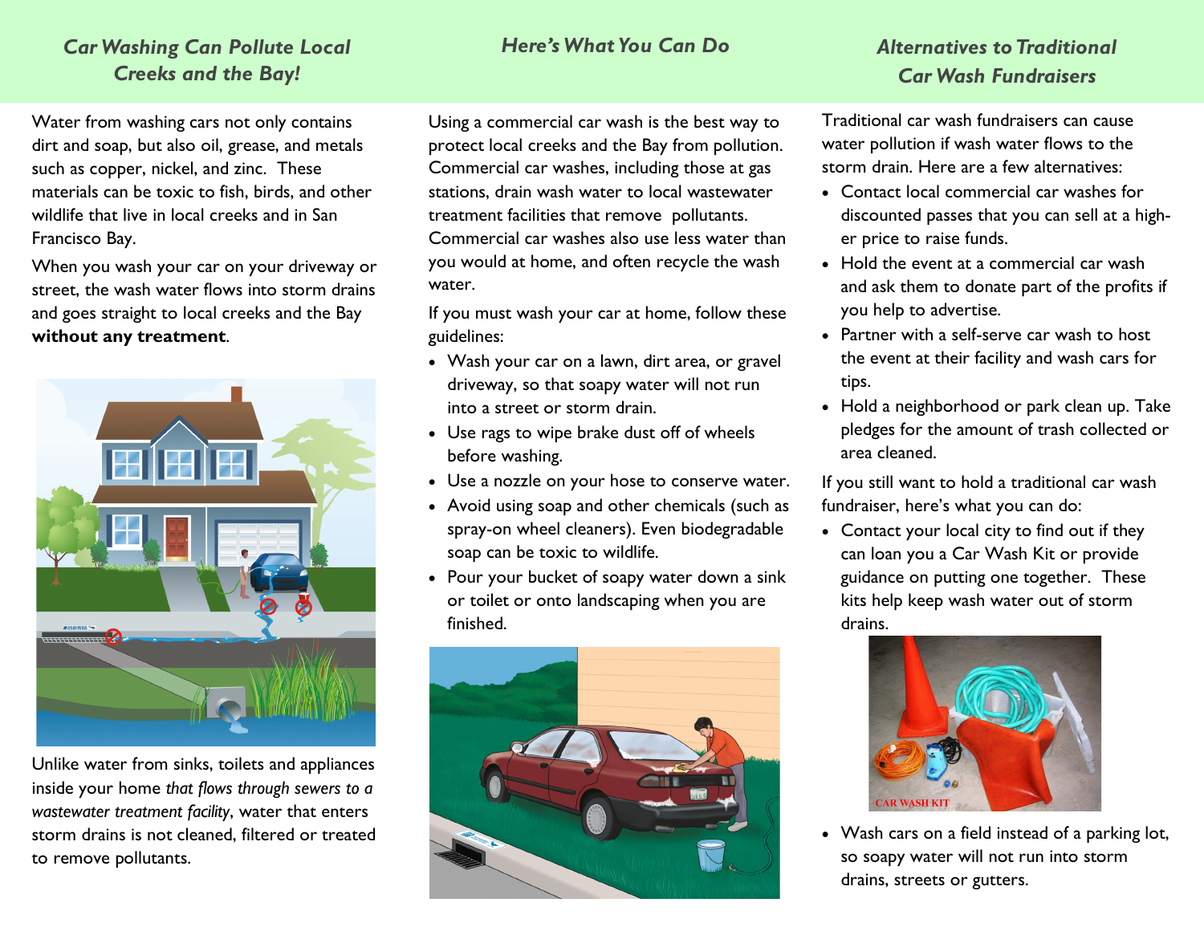## *Car Washing Can Pollute Local Creeks and the Bay!*

Water from washing cars not only contains dirt and soap, but also oil, grease, and metals such as copper, nickel, and zinc. These materials can be toxic to fish, birds, and other wildlife that live in local creeks and in San Francisco Bay.

When you wash your car on your driveway or street, the wash water flows into storm drains and goes straight to local creeks and the Bay **without any treatment**.

Unlike water from sinks, toilets and appliances inside your home *that flows through sewers to a wastewater treatment facility*, water that enters storm drains is not cleaned, filtered or treated to remove pollutants.

## *Here's What You Can Do*

Using a commercial car wash is the best way to protect local creeks and the Bay from pollution. Commercial car washes, including those at gas stations, drain wash water to local wastewater treatment facilities that remove pollutants. Commercial car washes also use less water than you would at home, and often recycle the wash water.

If you must wash your car at home, follow these guidelines:

- Wash your car on a lawn, dirt area, or gravel driveway, so that soapy water will not run into a street or storm drain.
- Use rags to wipe brake dust off of wheels before washing.
- Use a nozzle on your hose to conserve water.
- Avoid using soap and other chemicals (such as spray-on wheel cleaners). Even biodegradable soap can be toxic to wildlife.
- Pour your bucket of soapy water down a sink or toilet or onto landscaping when you are finished.

## *Alternatives to Traditional Car Wash Fundraisers*

Traditional car wash fundraisers can cause water pollution if wash water flows to the storm drain. Here are a few alternatives:

- Contact local commercial car washes for discounted passes that you can sell at a higher price to raise funds.
- Hold the event at a commercial car wash and ask them to donate part of the profits if you help to advertise.
- Partner with a self-serve car wash to host the event at their facility and wash cars for tips.
- Hold a neighborhood or park clean up. Take pledges for the amount of trash collected or area cleaned.

If you still want to hold a traditional car wash fundraiser, here's what you can do:

- Contact your local city to find out if they can loan you a Car Wash Kit or provide guidance on putting one together. These kits help keep wash water out of storm drains.

CAR WASH KIT

- Wash cars on a field instead of a parking lot, so soapy water will not run into storm drains, streets or gutters.